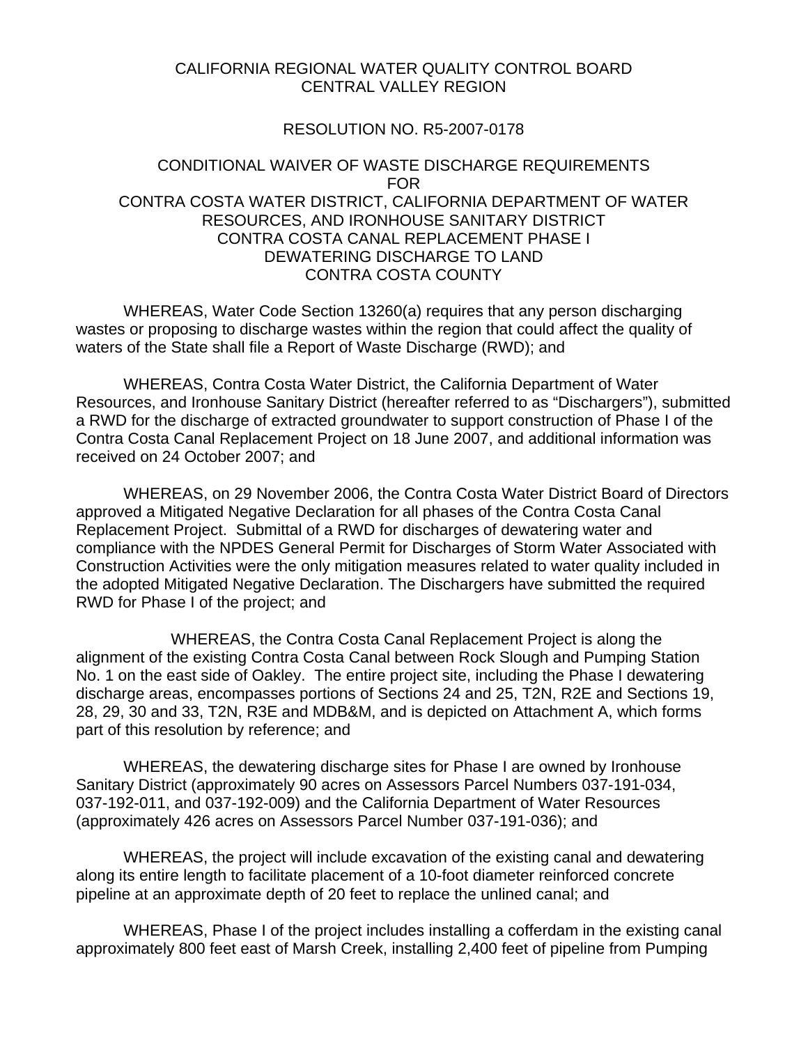CALIFORNIA REGIONAL WATER QUALITY CONTROL BOARD
CENTRAL VALLEY REGION

RESOLUTION NO. R5-2007-0178

CONDITIONAL WAIVER OF WASTE DISCHARGE REQUIREMENTS
FOR
CONTRA COSTA WATER DISTRICT, CALIFORNIA DEPARTMENT OF WATER RESOURCES, AND IRONHOUSE SANITARY DISTRICT
CONTRA COSTA CANAL REPLACEMENT PHASE I
DEWATERING DISCHARGE TO LAND
CONTRA COSTA COUNTY

WHEREAS, Water Code Section 13260(a) requires that any person discharging wastes or proposing to discharge wastes within the region that could affect the quality of waters of the State shall file a Report of Waste Discharge (RWD); and

WHEREAS, Contra Costa Water District, the California Department of Water Resources, and Ironhouse Sanitary District (hereafter referred to as "Dischargers"), submitted a RWD for the discharge of extracted groundwater to support construction of Phase I of the Contra Costa Canal Replacement Project on 18 June 2007, and additional information was received on 24 October 2007; and

WHEREAS, on 29 November 2006, the Contra Costa Water District Board of Directors approved a Mitigated Negative Declaration for all phases of the Contra Costa Canal Replacement Project. Submittal of a RWD for discharges of dewatering water and compliance with the NPDES General Permit for Discharges of Storm Water Associated with Construction Activities were the only mitigation measures related to water quality included in the adopted Mitigated Negative Declaration. The Dischargers have submitted the required RWD for Phase I of the project; and

WHEREAS, the Contra Costa Canal Replacement Project is along the alignment of the existing Contra Costa Canal between Rock Slough and Pumping Station No. 1 on the east side of Oakley. The entire project site, including the Phase I dewatering discharge areas, encompasses portions of Sections 24 and 25, T2N, R2E and Sections 19, 28, 29, 30 and 33, T2N, R3E and MDB&M, and is depicted on Attachment A, which forms part of this resolution by reference; and

WHEREAS, the dewatering discharge sites for Phase I are owned by Ironhouse Sanitary District (approximately 90 acres on Assessors Parcel Numbers 037-191-034, 037-192-011, and 037-192-009) and the California Department of Water Resources (approximately 426 acres on Assessors Parcel Number 037-191-036); and

WHEREAS, the project will include excavation of the existing canal and dewatering along its entire length to facilitate placement of a 10-foot diameter reinforced concrete pipeline at an approximate depth of 20 feet to replace the unlined canal; and

WHEREAS, Phase I of the project includes installing a cofferdam in the existing canal approximately 800 feet east of Marsh Creek, installing 2,400 feet of pipeline from Pumping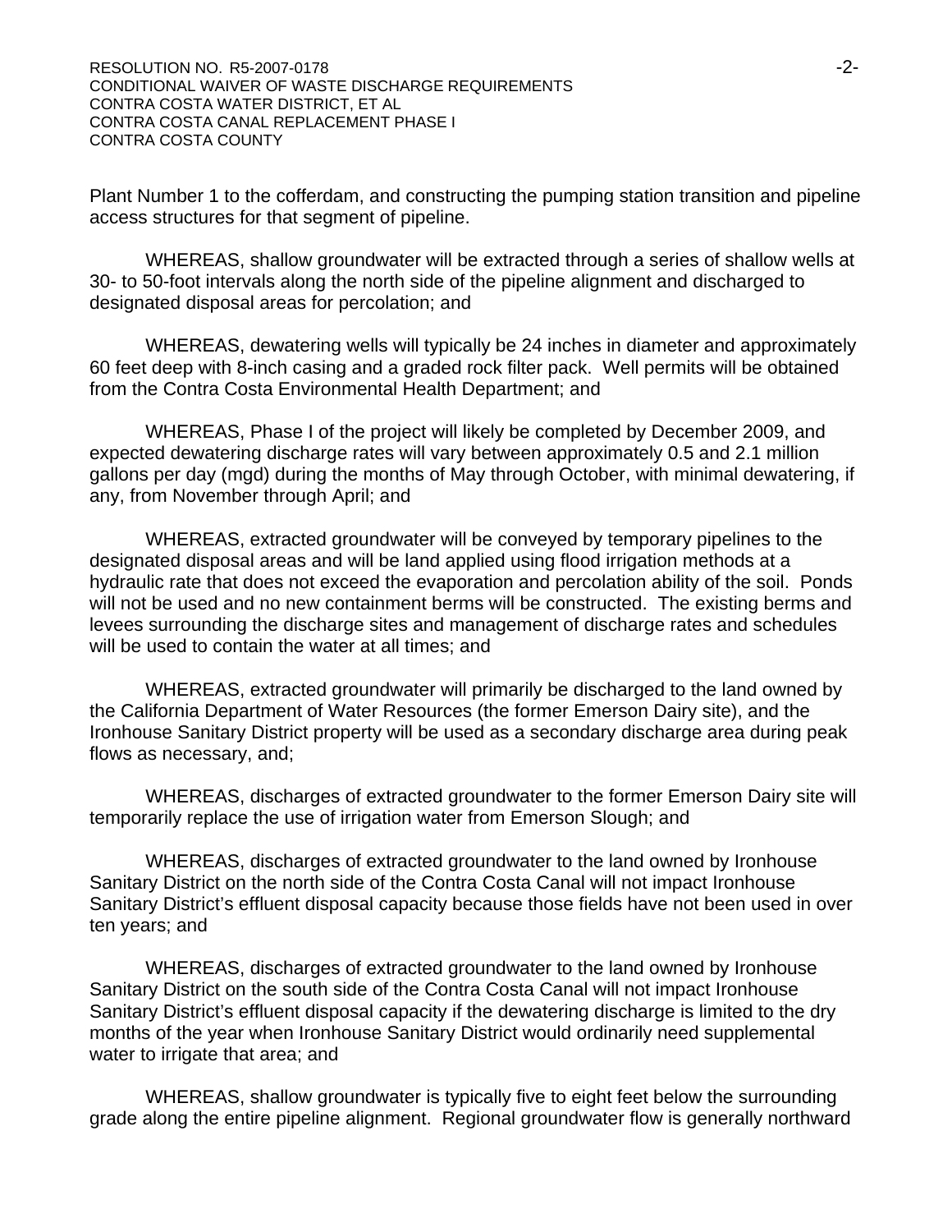Plant Number 1 to the cofferdam, and constructing the pumping station transition and pipeline access structures for that segment of pipeline.

WHEREAS, shallow groundwater will be extracted through a series of shallow wells at 30- to 50-foot intervals along the north side of the pipeline alignment and discharged to designated disposal areas for percolation; and

WHEREAS, dewatering wells will typically be 24 inches in diameter and approximately 60 feet deep with 8-inch casing and a graded rock filter pack. Well permits will be obtained from the Contra Costa Environmental Health Department; and

WHEREAS, Phase I of the project will likely be completed by December 2009, and expected dewatering discharge rates will vary between approximately 0.5 and 2.1 million gallons per day (mgd) during the months of May through October, with minimal dewatering, if any, from November through April; and

WHEREAS, extracted groundwater will be conveyed by temporary pipelines to the designated disposal areas and will be land applied using flood irrigation methods at a hydraulic rate that does not exceed the evaporation and percolation ability of the soil. Ponds will not be used and no new containment berms will be constructed. The existing berms and levees surrounding the discharge sites and management of discharge rates and schedules will be used to contain the water at all times; and

WHEREAS, extracted groundwater will primarily be discharged to the land owned by the California Department of Water Resources (the former Emerson Dairy site), and the Ironhouse Sanitary District property will be used as a secondary discharge area during peak flows as necessary, and;

WHEREAS, discharges of extracted groundwater to the former Emerson Dairy site will temporarily replace the use of irrigation water from Emerson Slough; and

WHEREAS, discharges of extracted groundwater to the land owned by Ironhouse Sanitary District on the north side of the Contra Costa Canal will not impact Ironhouse Sanitary District's effluent disposal capacity because those fields have not been used in over ten years; and

WHEREAS, discharges of extracted groundwater to the land owned by Ironhouse Sanitary District on the south side of the Contra Costa Canal will not impact Ironhouse Sanitary District's effluent disposal capacity if the dewatering discharge is limited to the dry months of the year when Ironhouse Sanitary District would ordinarily need supplemental water to irrigate that area; and

WHEREAS, shallow groundwater is typically five to eight feet below the surrounding grade along the entire pipeline alignment. Regional groundwater flow is generally northward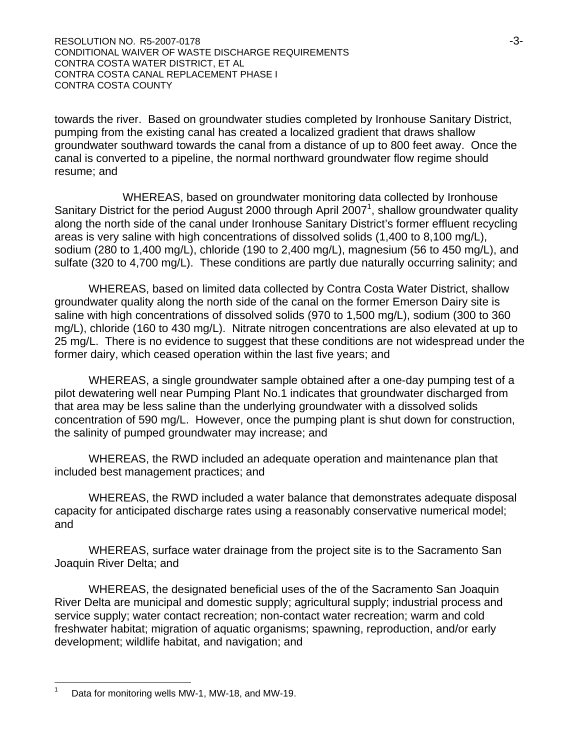towards the river. Based on groundwater studies completed by Ironhouse Sanitary District, pumping from the existing canal has created a localized gradient that draws shallow groundwater southward towards the canal from a distance of up to 800 feet away. Once the canal is converted to a pipeline, the normal northward groundwater flow regime should resume; and

WHEREAS, based on groundwater monitoring data collected by Ironhouse Sanitary District for the period August 2000 through April 2007[1], shallow groundwater quality along the north side of the canal under Ironhouse Sanitary District's former effluent recycling areas is very saline with high concentrations of dissolved solids (1,400 to 8,100 mg/L), sodium (280 to 1,400 mg/L), chloride (190 to 2,400 mg/L), magnesium (56 to 450 mg/L), and sulfate (320 to 4,700 mg/L). These conditions are partly due naturally occurring salinity; and

WHEREAS, based on limited data collected by Contra Costa Water District, shallow groundwater quality along the north side of the canal on the former Emerson Dairy site is saline with high concentrations of dissolved solids (970 to 1,500 mg/L), sodium (300 to 360 mg/L), chloride (160 to 430 mg/L). Nitrate nitrogen concentrations are also elevated at up to 25 mg/L. There is no evidence to suggest that these conditions are not widespread under the former dairy, which ceased operation within the last five years; and

WHEREAS, a single groundwater sample obtained after a one-day pumping test of a pilot dewatering well near Pumping Plant No.1 indicates that groundwater discharged from that area may be less saline than the underlying groundwater with a dissolved solids concentration of 590 mg/L. However, once the pumping plant is shut down for construction, the salinity of pumped groundwater may increase; and

WHEREAS, the RWD included an adequate operation and maintenance plan that included best management practices; and

WHEREAS, the RWD included a water balance that demonstrates adequate disposal capacity for anticipated discharge rates using a reasonably conservative numerical model; and

WHEREAS, surface water drainage from the project site is to the Sacramento San Joaquin River Delta; and

WHEREAS, the designated beneficial uses of the of the Sacramento San Joaquin River Delta are municipal and domestic supply; agricultural supply; industrial process and service supply; water contact recreation; non-contact water recreation; warm and cold freshwater habitat; migration of aquatic organisms; spawning, reproduction, and/or early development; wildlife habitat, and navigation; and

---

[1] Data for monitoring wells MW-1, MW-18, and MW-19.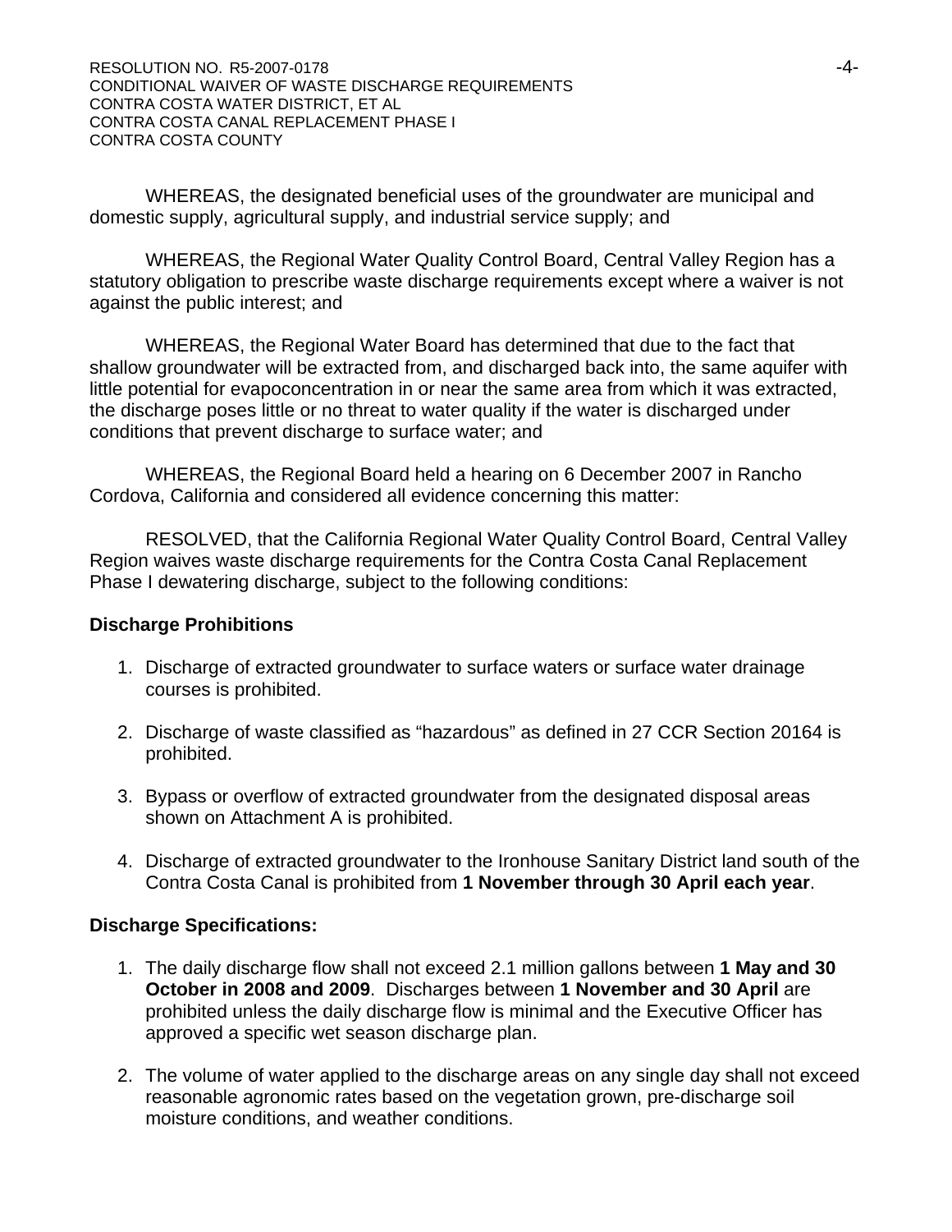WHEREAS, the designated beneficial uses of the groundwater are municipal and domestic supply, agricultural supply, and industrial service supply; and

WHEREAS, the Regional Water Quality Control Board, Central Valley Region has a statutory obligation to prescribe waste discharge requirements except where a waiver is not against the public interest; and

WHEREAS, the Regional Water Board has determined that due to the fact that shallow groundwater will be extracted from, and discharged back into, the same aquifer with little potential for evapoconcentration in or near the same area from which it was extracted, the discharge poses little or no threat to water quality if the water is discharged under conditions that prevent discharge to surface water; and

WHEREAS, the Regional Board held a hearing on 6 December 2007 in Rancho Cordova, California and considered all evidence concerning this matter:

RESOLVED, that the California Regional Water Quality Control Board, Central Valley Region waives waste discharge requirements for the Contra Costa Canal Replacement Phase I dewatering discharge, subject to the following conditions:

**Discharge Prohibitions**

1. Discharge of extracted groundwater to surface waters or surface water drainage courses is prohibited.

2. Discharge of waste classified as "hazardous" as defined in 27 CCR Section 20164 is prohibited.

3. Bypass or overflow of extracted groundwater from the designated disposal areas shown on Attachment A is prohibited.

4. Discharge of extracted groundwater to the Ironhouse Sanitary District land south of the Contra Costa Canal is prohibited from **1 November through 30 April each year**.

**Discharge Specifications:**

1. The daily discharge flow shall not exceed 2.1 million gallons between **1 May and 30 October in 2008 and 2009**. Discharges between **1 November and 30 April** are prohibited unless the daily discharge flow is minimal and the Executive Officer has approved a specific wet season discharge plan.

2. The volume of water applied to the discharge areas on any single day shall not exceed reasonable agronomic rates based on the vegetation grown, pre-discharge soil moisture conditions, and weather conditions.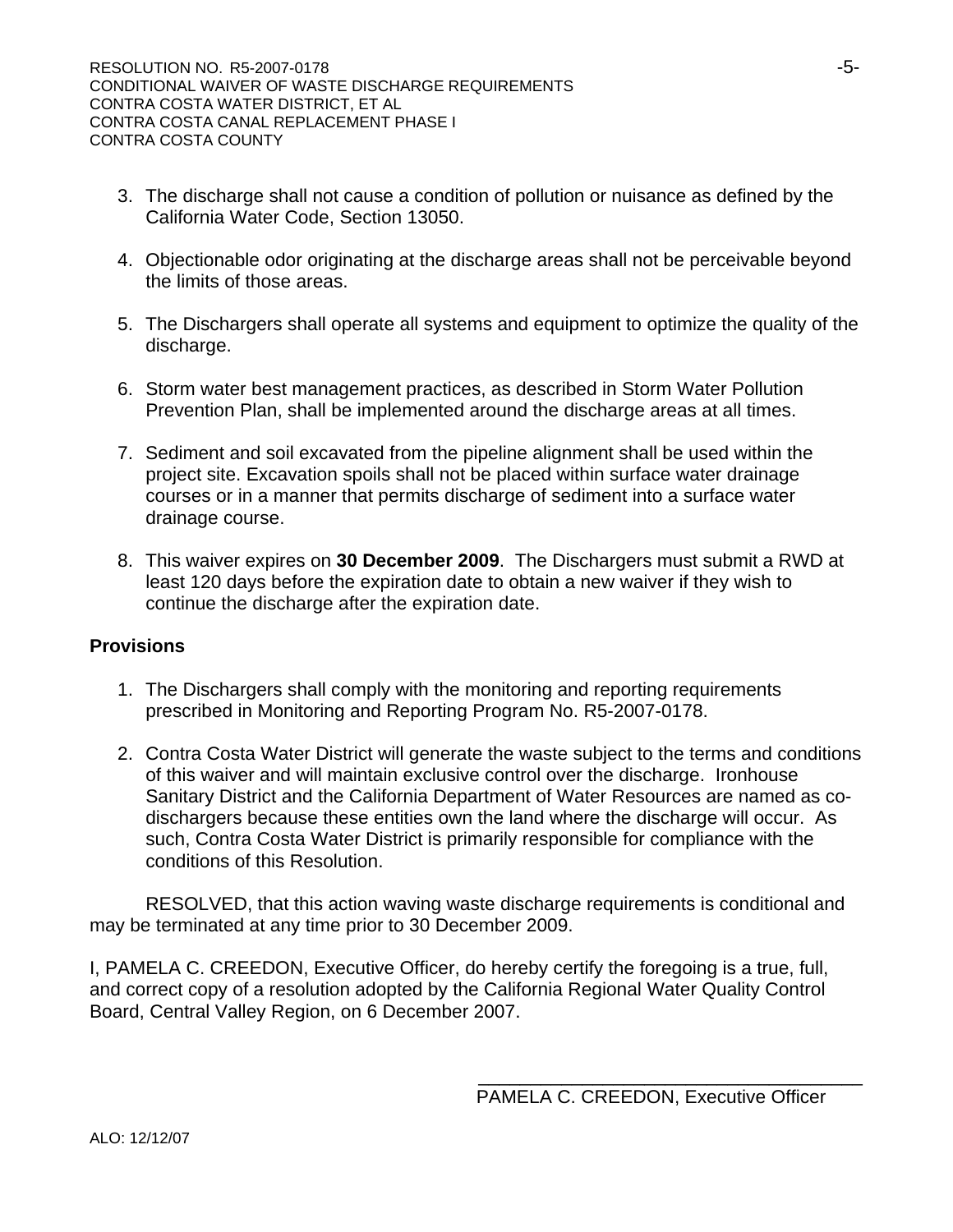3. The discharge shall not cause a condition of pollution or nuisance as defined by the California Water Code, Section 13050.

4. Objectionable odor originating at the discharge areas shall not be perceivable beyond the limits of those areas.

5. The Dischargers shall operate all systems and equipment to optimize the quality of the discharge.

6. Storm water best management practices, as described in Storm Water Pollution Prevention Plan, shall be implemented around the discharge areas at all times.

7. Sediment and soil excavated from the pipeline alignment shall be used within the project site. Excavation spoils shall not be placed within surface water drainage courses or in a manner that permits discharge of sediment into a surface water drainage course.

8. This waiver expires on **30 December 2009**. The Dischargers must submit a RWD at least 120 days before the expiration date to obtain a new waiver if they wish to continue the discharge after the expiration date.

**Provisions**

1. The Dischargers shall comply with the monitoring and reporting requirements prescribed in Monitoring and Reporting Program No. R5-2007-0178.

2. Contra Costa Water District will generate the waste subject to the terms and conditions of this waiver and will maintain exclusive control over the discharge. Ironhouse Sanitary District and the California Department of Water Resources are named as co-dischargers because these entities own the land where the discharge will occur. As such, Contra Costa Water District is primarily responsible for compliance with the conditions of this Resolution.

RESOLVED, that this action waving waste discharge requirements is conditional and may be terminated at any time prior to 30 December 2009.

I, PAMELA C. CREEDON, Executive Officer, do hereby certify the foregoing is a true, full, and correct copy of a resolution adopted by the California Regional Water Quality Control Board, Central Valley Region, on 6 December 2007.

\_\_\_\_\_\_\_\_\_\_\_\_\_\_\_\_\_\_\_\_\_\_\_\_\_\_\_\_\_\_\_\_\_\_\_\_\_\_

PAMELA C. CREEDON, Executive Officer

ALO: 12/12/07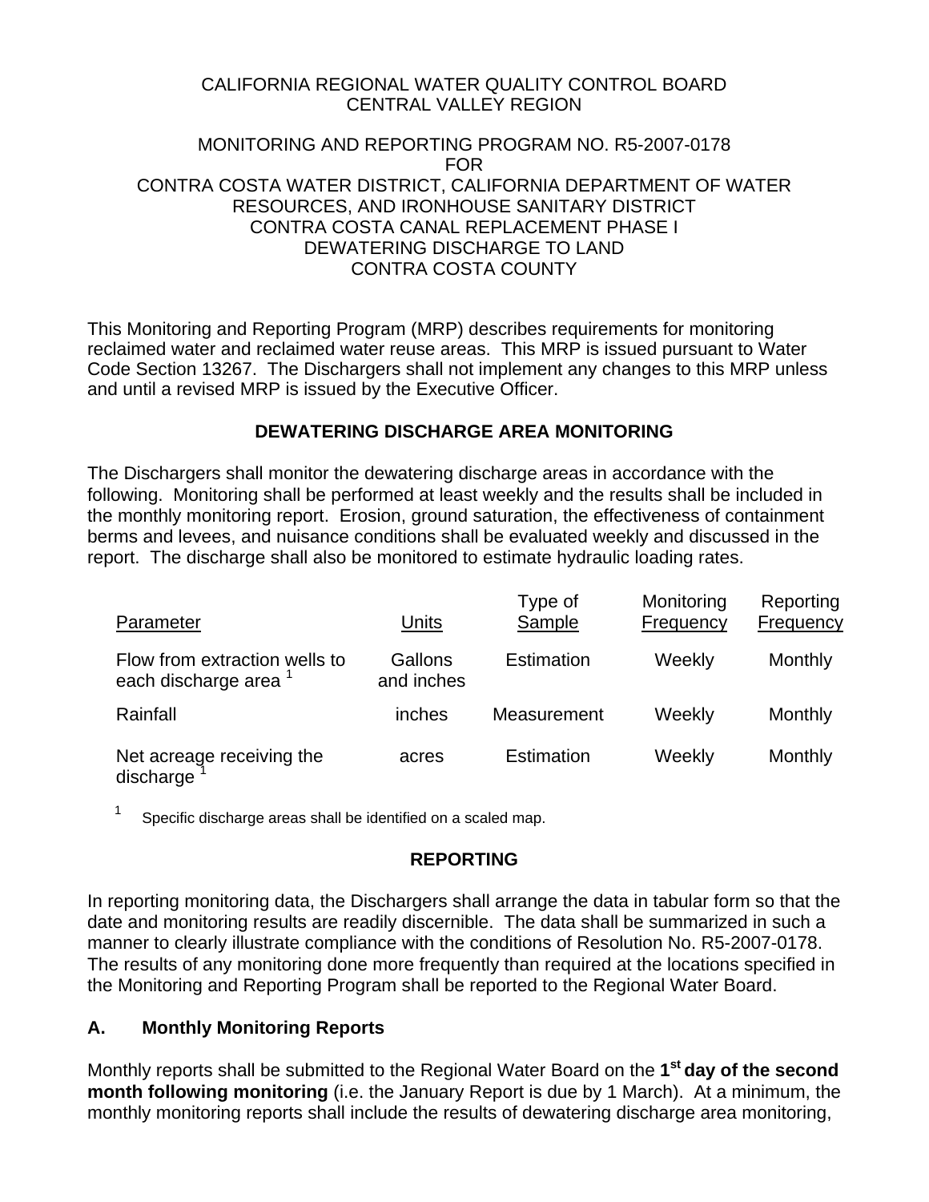CALIFORNIA REGIONAL WATER QUALITY CONTROL BOARD
CENTRAL VALLEY REGION

MONITORING AND REPORTING PROGRAM NO. R5-2007-0178
FOR
CONTRA COSTA WATER DISTRICT, CALIFORNIA DEPARTMENT OF WATER RESOURCES, AND IRONHOUSE SANITARY DISTRICT
CONTRA COSTA CANAL REPLACEMENT PHASE I
DEWATERING DISCHARGE TO LAND
CONTRA COSTA COUNTY

This Monitoring and Reporting Program (MRP) describes requirements for monitoring reclaimed water and reclaimed water reuse areas. This MRP is issued pursuant to Water Code Section 13267. The Dischargers shall not implement any changes to this MRP unless and until a revised MRP is issued by the Executive Officer.

## DEWATERING DISCHARGE AREA MONITORING

The Dischargers shall monitor the dewatering discharge areas in accordance with the following. Monitoring shall be performed at least weekly and the results shall be included in the monthly monitoring report. Erosion, ground saturation, the effectiveness of containment berms and levees, and nuisance conditions shall be evaluated weekly and discussed in the report. The discharge shall also be monitored to estimate hydraulic loading rates.

| Parameter | Units | Type of Sample | Monitoring Frequency | Reporting Frequency |
|---|---|---|---|---|
| Flow from extraction wells to each discharge area [1] | Gallons and inches | Estimation | Weekly | Monthly |
| Rainfall | inches | Measurement | Weekly | Monthly |
| Net acreage receiving the discharge [1] | acres | Estimation | Weekly | Monthly |

[1] Specific discharge areas shall be identified on a scaled map.

## REPORTING

In reporting monitoring data, the Dischargers shall arrange the data in tabular form so that the date and monitoring results are readily discernible. The data shall be summarized in such a manner to clearly illustrate compliance with the conditions of Resolution No. R5-2007-0178. The results of any monitoring done more frequently than required at the locations specified in the Monitoring and Reporting Program shall be reported to the Regional Water Board.

### A. Monthly Monitoring Reports

Monthly reports shall be submitted to the Regional Water Board on the **1st day of the second month following monitoring** (i.e. the January Report is due by 1 March). At a minimum, the monthly monitoring reports shall include the results of dewatering discharge area monitoring,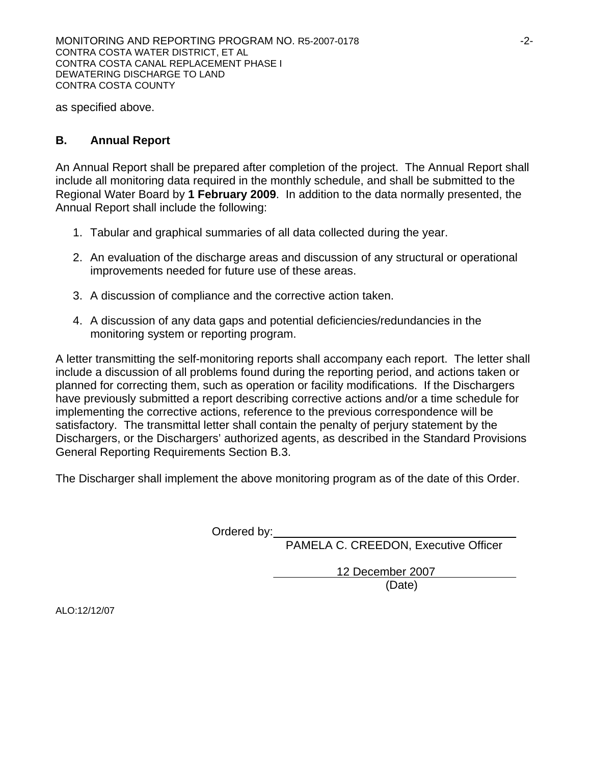as specified above.

## B. Annual Report

An Annual Report shall be prepared after completion of the project. The Annual Report shall include all monitoring data required in the monthly schedule, and shall be submitted to the Regional Water Board by **1 February 2009**. In addition to the data normally presented, the Annual Report shall include the following:

1. Tabular and graphical summaries of all data collected during the year.
2. An evaluation of the discharge areas and discussion of any structural or operational improvements needed for future use of these areas.
3. A discussion of compliance and the corrective action taken.
4. A discussion of any data gaps and potential deficiencies/redundancies in the monitoring system or reporting program.

A letter transmitting the self-monitoring reports shall accompany each report. The letter shall include a discussion of all problems found during the reporting period, and actions taken or planned for correcting them, such as operation or facility modifications. If the Dischargers have previously submitted a report describing corrective actions and/or a time schedule for implementing the corrective actions, reference to the previous correspondence will be satisfactory. The transmittal letter shall contain the penalty of perjury statement by the Dischargers, or the Dischargers' authorized agents, as described in the Standard Provisions General Reporting Requirements Section B.3.

The Discharger shall implement the above monitoring program as of the date of this Order.

Ordered by: ______________________________
PAMELA C. CREEDON, Executive Officer

12 December 2007
(Date)

ALO:12/12/07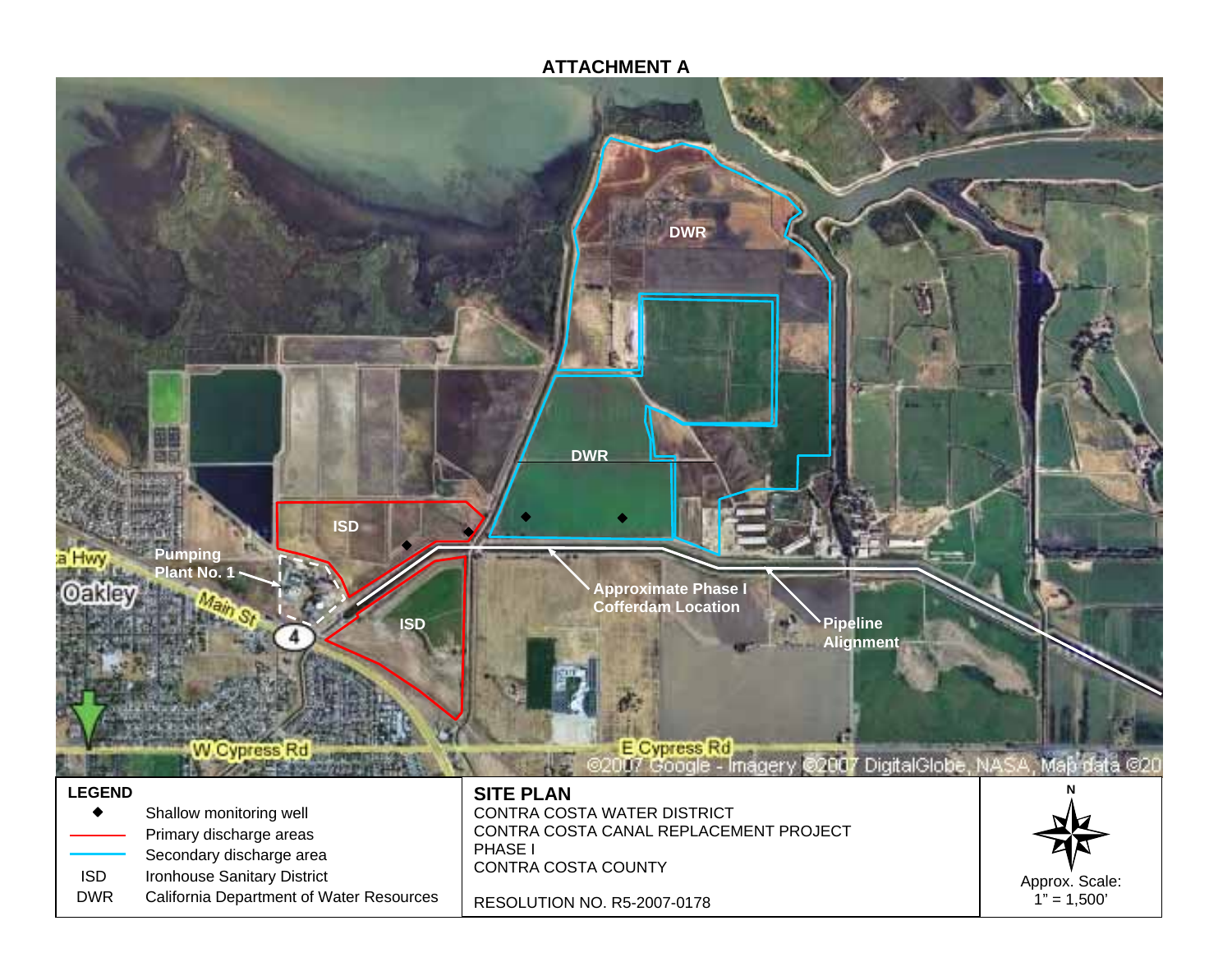## ATTACHMENT A

ISD

DWR

DWR

ISD

Pumping Plant No. 1

Approximate Phase I Cofferdam Location

Pipeline Alignment

a Hwy

Oakley

Main St

4

W Cypress Rd

E Cypress Rd

©2007 Google - Imagery ©2007 DigitalGlobe, NASA, Map data ©20

**LEGEND**

| | |
|---|---|
| ◆ | Shallow monitoring well |
| (red line) | Primary discharge areas |
| (blue line) | Secondary discharge area |
| ISD | Ironhouse Sanitary District |
| DWR | California Department of Water Resources |

**SITE PLAN**

CONTRA COSTA WATER DISTRICT
CONTRA COSTA CANAL REPLACEMENT PROJECT
PHASE I
CONTRA COSTA COUNTY

RESOLUTION NO. R5-2007-0178

N

Approx. Scale:
1" = 1,500'